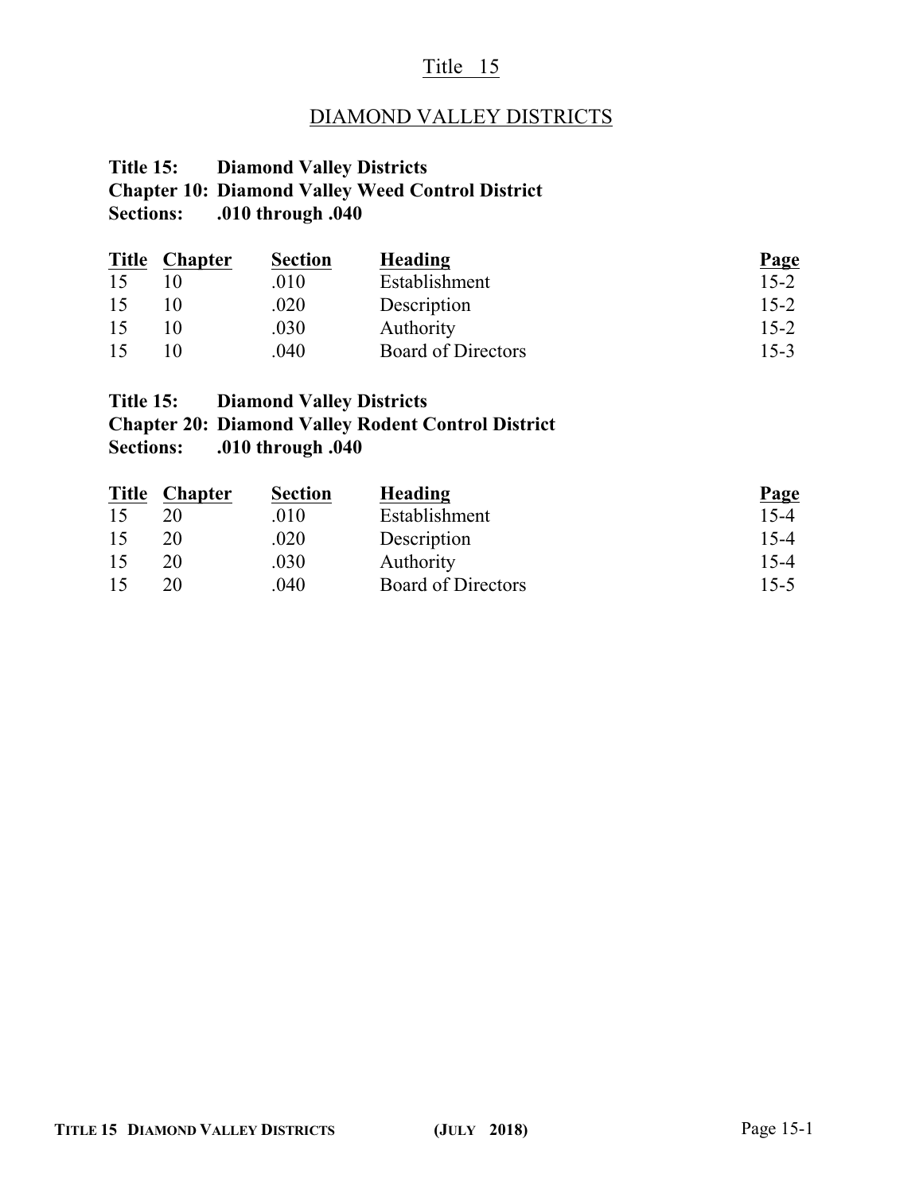# Title 15

## DIAMOND VALLEY DISTRICTS

**Title 15: Diamond Valley Districts**
**Chapter 10: Diamond Valley Weed Control District**
**Sections: .010 through .040**

| Title | Chapter | Section | Heading | Page |
|---|---|---|---|---|
| 15 | 10 | .010 | Establishment | 15-2 |
| 15 | 10 | .020 | Description | 15-2 |
| 15 | 10 | .030 | Authority | 15-2 |
| 15 | 10 | .040 | Board of Directors | 15-3 |

**Title 15: Diamond Valley Districts**
**Chapter 20: Diamond Valley Rodent Control District**
**Sections: .010 through .040**

| Title | Chapter | Section | Heading | Page |
|---|---|---|---|---|
| 15 | 20 | .010 | Establishment | 15-4 |
| 15 | 20 | .020 | Description | 15-4 |
| 15 | 20 | .030 | Authority | 15-4 |
| 15 | 20 | .040 | Board of Directors | 15-5 |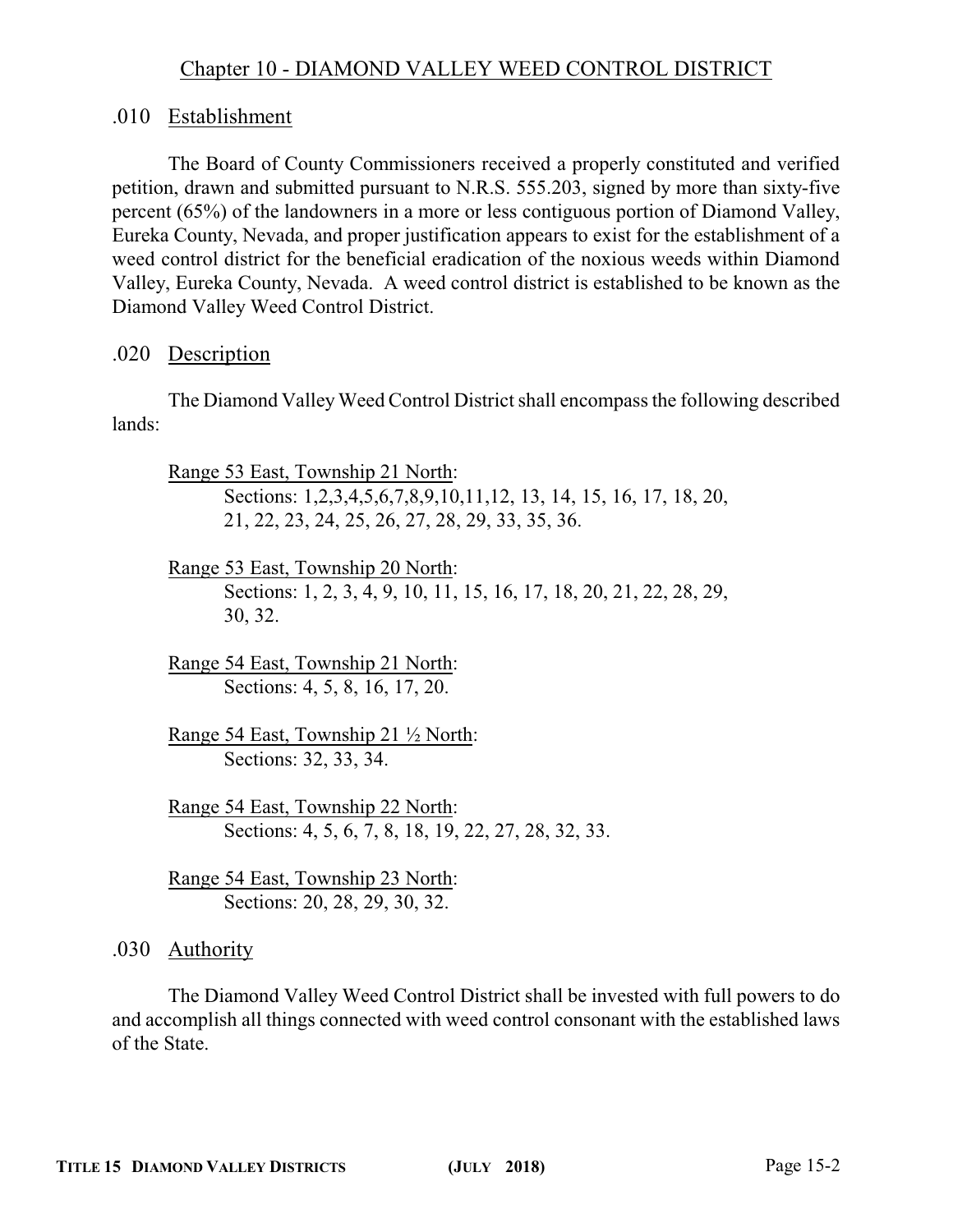# Chapter 10 - DIAMOND VALLEY WEED CONTROL DISTRICT

## .010 Establishment

The Board of County Commissioners received a properly constituted and verified petition, drawn and submitted pursuant to N.R.S. 555.203, signed by more than sixty-five percent (65%) of the landowners in a more or less contiguous portion of Diamond Valley, Eureka County, Nevada, and proper justification appears to exist for the establishment of a weed control district for the beneficial eradication of the noxious weeds within Diamond Valley, Eureka County, Nevada. A weed control district is established to be known as the Diamond Valley Weed Control District.

## .020 Description

The Diamond Valley Weed Control District shall encompass the following described lands:

Range 53 East, Township 21 North:
Sections: 1,2,3,4,5,6,7,8,9,10,11,12, 13, 14, 15, 16, 17, 18, 20, 21, 22, 23, 24, 25, 26, 27, 28, 29, 33, 35, 36.

Range 53 East, Township 20 North:
Sections: 1, 2, 3, 4, 9, 10, 11, 15, 16, 17, 18, 20, 21, 22, 28, 29, 30, 32.

Range 54 East, Township 21 North:
Sections: 4, 5, 8, 16, 17, 20.

Range 54 East, Township 21 ½ North:
Sections: 32, 33, 34.

Range 54 East, Township 22 North:
Sections: 4, 5, 6, 7, 8, 18, 19, 22, 27, 28, 32, 33.

Range 54 East, Township 23 North:
Sections: 20, 28, 29, 30, 32.

## .030 Authority

The Diamond Valley Weed Control District shall be invested with full powers to do and accomplish all things connected with weed control consonant with the established laws of the State.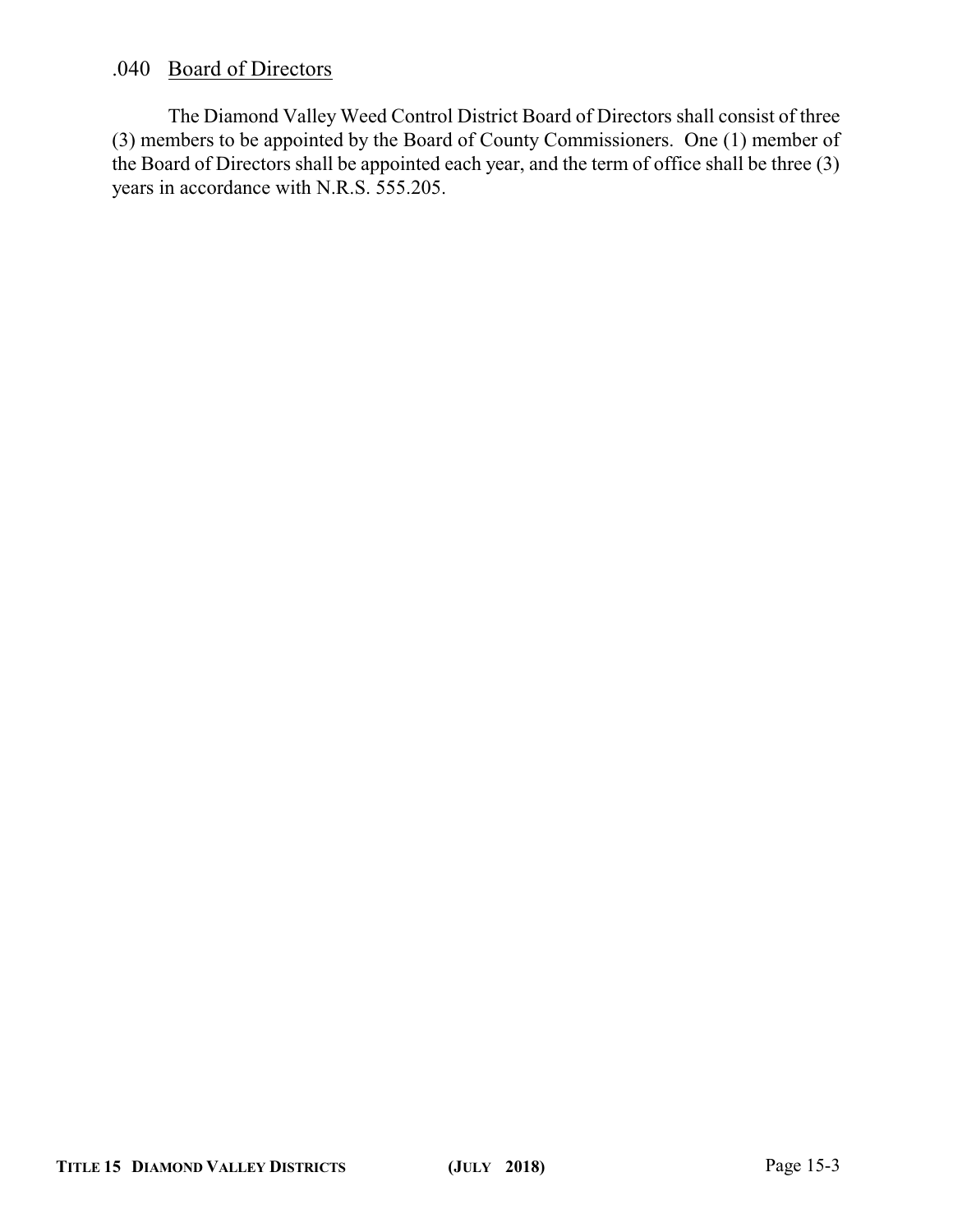### .040 Board of Directors

The Diamond Valley Weed Control District Board of Directors shall consist of three (3) members to be appointed by the Board of County Commissioners. One (1) member of the Board of Directors shall be appointed each year, and the term of office shall be three (3) years in accordance with N.R.S. 555.205.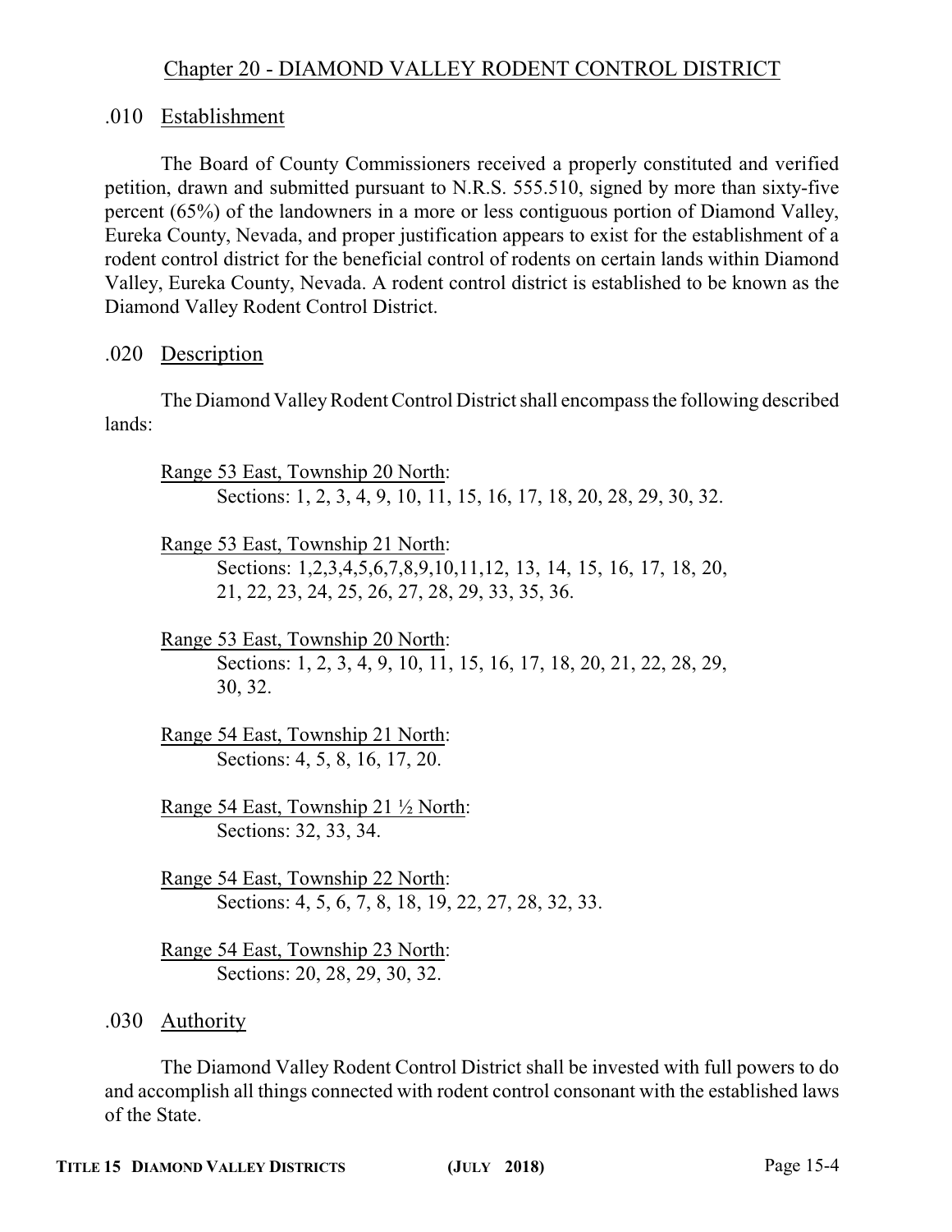## Chapter 20 - DIAMOND VALLEY RODENT CONTROL DISTRICT

### .010 Establishment

The Board of County Commissioners received a properly constituted and verified petition, drawn and submitted pursuant to N.R.S. 555.510, signed by more than sixty-five percent (65%) of the landowners in a more or less contiguous portion of Diamond Valley, Eureka County, Nevada, and proper justification appears to exist for the establishment of a rodent control district for the beneficial control of rodents on certain lands within Diamond Valley, Eureka County, Nevada. A rodent control district is established to be known as the Diamond Valley Rodent Control District.

### .020 Description

The Diamond Valley Rodent Control District shall encompass the following described lands:

Range 53 East, Township 20 North:
Sections: 1, 2, 3, 4, 9, 10, 11, 15, 16, 17, 18, 20, 28, 29, 30, 32.

Range 53 East, Township 21 North:
Sections: 1,2,3,4,5,6,7,8,9,10,11,12, 13, 14, 15, 16, 17, 18, 20, 21, 22, 23, 24, 25, 26, 27, 28, 29, 33, 35, 36.

Range 53 East, Township 20 North:
Sections: 1, 2, 3, 4, 9, 10, 11, 15, 16, 17, 18, 20, 21, 22, 28, 29, 30, 32.

Range 54 East, Township 21 North:
Sections: 4, 5, 8, 16, 17, 20.

Range 54 East, Township 21 ½ North:
Sections: 32, 33, 34.

Range 54 East, Township 22 North:
Sections: 4, 5, 6, 7, 8, 18, 19, 22, 27, 28, 32, 33.

Range 54 East, Township 23 North:
Sections: 20, 28, 29, 30, 32.

### .030 Authority

The Diamond Valley Rodent Control District shall be invested with full powers to do and accomplish all things connected with rodent control consonant with the established laws of the State.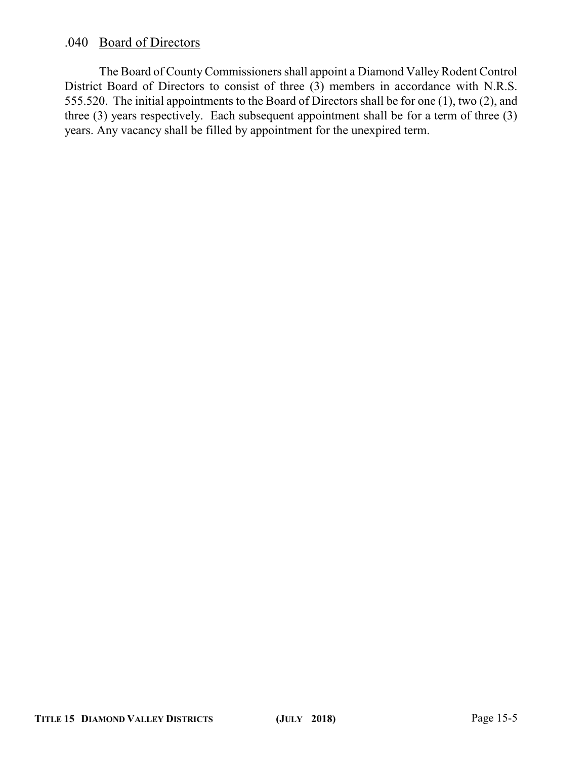## .040 Board of Directors

The Board of County Commissioners shall appoint a Diamond Valley Rodent Control District Board of Directors to consist of three (3) members in accordance with N.R.S. 555.520. The initial appointments to the Board of Directors shall be for one (1), two (2), and three (3) years respectively. Each subsequent appointment shall be for a term of three (3) years. Any vacancy shall be filled by appointment for the unexpired term.